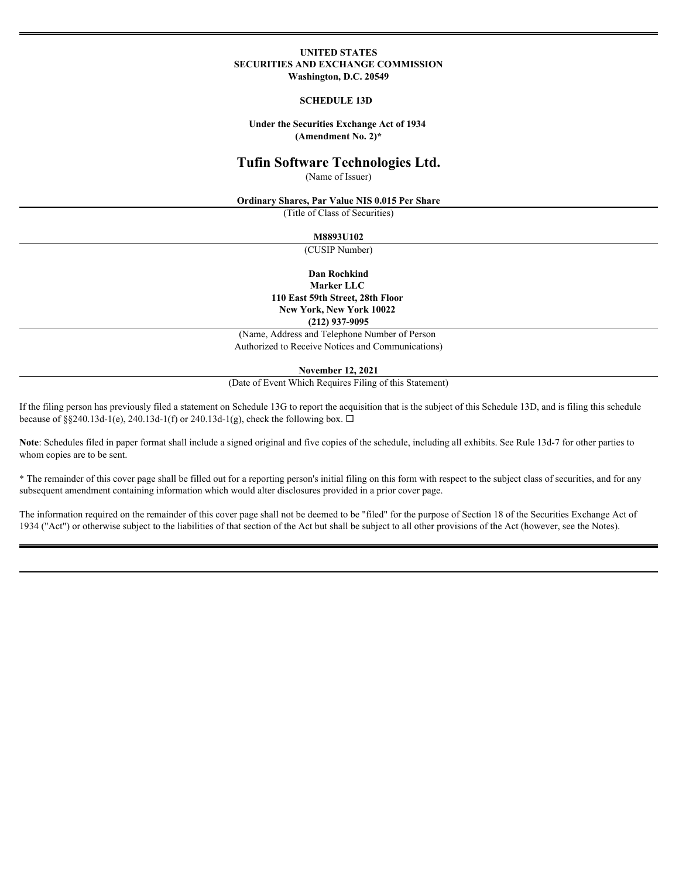**UNITED STATES**
**SECURITIES AND EXCHANGE COMMISSION**
**Washington, D.C. 20549**

**SCHEDULE 13D**

**Under the Securities Exchange Act of 1934**
**(Amendment No. 2)***

# Tufin Software Technologies Ltd.

(Name of Issuer)

**Ordinary Shares, Par Value NIS 0.015 Per Share**

(Title of Class of Securities)

**M8893U102**

(CUSIP Number)

**Dan Rochkind**
**Marker LLC**
**110 East 59th Street, 28th Floor**
**New York, New York 10022**
**(212) 937-9095**

(Name, Address and Telephone Number of Person Authorized to Receive Notices and Communications)

**November 12, 2021**

(Date of Event Which Requires Filing of this Statement)

If the filing person has previously filed a statement on Schedule 13G to report the acquisition that is the subject of this Schedule 13D, and is filing this schedule because of §§240.13d-1(e), 240.13d-1(f) or 240.13d-1(g), check the following box. ☐

**Note**: Schedules filed in paper format shall include a signed original and five copies of the schedule, including all exhibits. See Rule 13d-7 for other parties to whom copies are to be sent.

* The remainder of this cover page shall be filled out for a reporting person's initial filing on this form with respect to the subject class of securities, and for any subsequent amendment containing information which would alter disclosures provided in a prior cover page.

The information required on the remainder of this cover page shall not be deemed to be "filed" for the purpose of Section 18 of the Securities Exchange Act of 1934 ("Act") or otherwise subject to the liabilities of that section of the Act but shall be subject to all other provisions of the Act (however, see the Notes).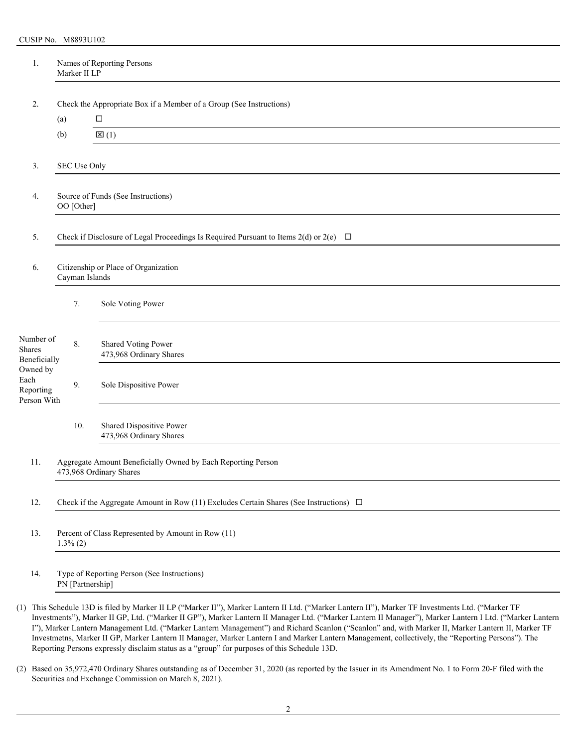CUSIP No. M8893U102

| | | |
|---|---|---|
| 1. | Names of Reporting Persons<br>Marker II LP | |
| 2. | Check the Appropriate Box if a Member of a Group (See Instructions)<br>(a) ☐<br>(b) ☒ (1) | |
| 3. | SEC Use Only | |
| 4. | Source of Funds (See Instructions)<br>OO [Other] | |
| 5. | Check if Disclosure of Legal Proceedings Is Required Pursuant to Items 2(d) or 2(e) ☐ | |
| 6. | Citizenship or Place of Organization<br>Cayman Islands | |
| Number of Shares Beneficially Owned by Each Reporting Person With | 7. | Sole Voting Power |
| | 8. | Shared Voting Power<br>473,968 Ordinary Shares |
| | 9. | Sole Dispositive Power |
| | 10. | Shared Dispositive Power<br>473,968 Ordinary Shares |
| 11. | Aggregate Amount Beneficially Owned by Each Reporting Person<br>473,968 Ordinary Shares | |
| 12. | Check if the Aggregate Amount in Row (11) Excludes Certain Shares (See Instructions) ☐ | |
| 13. | Percent of Class Represented by Amount in Row (11)<br>1.3% (2) | |
| 14. | Type of Reporting Person (See Instructions)<br>PN [Partnership] | |

(1) This Schedule 13D is filed by Marker II LP ("Marker II"), Marker Lantern II Ltd. ("Marker Lantern II"), Marker TF Investments Ltd. ("Marker TF Investments"), Marker II GP, Ltd. ("Marker II GP"), Marker Lantern II Manager Ltd. ("Marker Lantern II Manager"), Marker Lantern I Ltd. ("Marker Lantern I"), Marker Lantern Management Ltd. ("Marker Lantern Management") and Richard Scanlon ("Scanlon" and, with Marker II, Marker Lantern II, Marker TF Investmetns, Marker II GP, Marker Lantern II Manager, Marker Lantern I and Marker Lantern Management, collectively, the "Reporting Persons"). The Reporting Persons expressly disclaim status as a "group" for purposes of this Schedule 13D.

(2) Based on 35,972,470 Ordinary Shares outstanding as of December 31, 2020 (as reported by the Issuer in its Amendment No. 1 to Form 20-F filed with the Securities and Exchange Commission on March 8, 2021).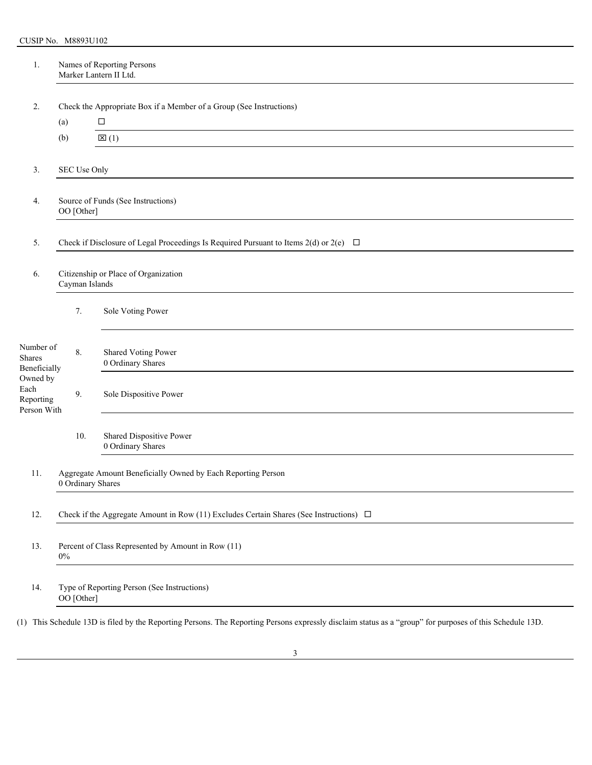CUSIP No. M8893U102

| | | |
|---|---|---|
| 1. | Names of Reporting Persons<br>Marker Lantern II Ltd. | |
| 2. | Check the Appropriate Box if a Member of a Group (See Instructions)<br>(a) ☐<br>(b) ☒ (1) | |
| 3. | SEC Use Only | |
| 4. | Source of Funds (See Instructions)<br>OO [Other] | |
| 5. | Check if Disclosure of Legal Proceedings Is Required Pursuant to Items 2(d) or 2(e) ☐ | |
| 6. | Citizenship or Place of Organization<br>Cayman Islands | |
| Number of Shares Beneficially Owned by Each Reporting Person With | 7. | Sole Voting Power |
| | 8. | Shared Voting Power<br>0 Ordinary Shares |
| | 9. | Sole Dispositive Power |
| | 10. | Shared Dispositive Power<br>0 Ordinary Shares |
| 11. | Aggregate Amount Beneficially Owned by Each Reporting Person<br>0 Ordinary Shares | |
| 12. | Check if the Aggregate Amount in Row (11) Excludes Certain Shares (See Instructions) ☐ | |
| 13. | Percent of Class Represented by Amount in Row (11)<br>0% | |
| 14. | Type of Reporting Person (See Instructions)<br>OO [Other] | |

(1) This Schedule 13D is filed by the Reporting Persons. The Reporting Persons expressly disclaim status as a "group" for purposes of this Schedule 13D.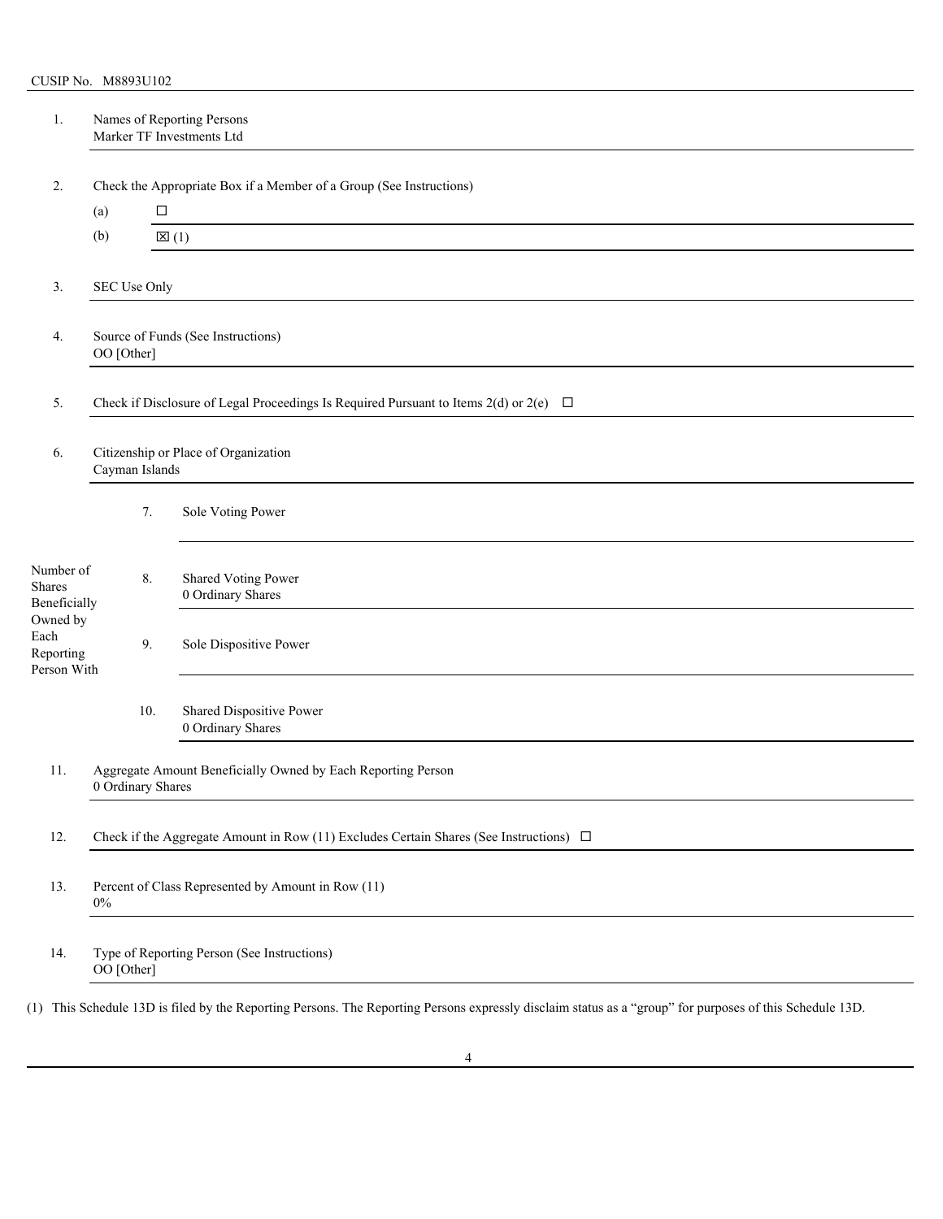CUSIP No. M8893U102

| | | | |
|---|---|---|---|
| 1. | Names of Reporting Persons<br>Marker TF Investments Ltd | | |
| 2. | Check the Appropriate Box if a Member of a Group (See Instructions)<br>(a) ☐<br>(b) ☒ (1) | | |
| 3. | SEC Use Only | | |
| 4. | Source of Funds (See Instructions)<br>OO [Other] | | |
| 5. | Check if Disclosure of Legal Proceedings Is Required Pursuant to Items 2(d) or 2(e) ☐ | | |
| 6. | Citizenship or Place of Organization<br>Cayman Islands | | |
| Number of Shares Beneficially Owned by Each Reporting Person With | | 7. | Sole Voting Power |
| | | 8. | Shared Voting Power<br>0 Ordinary Shares |
| | | 9. | Sole Dispositive Power |
| | | 10. | Shared Dispositive Power<br>0 Ordinary Shares |
| 11. | Aggregate Amount Beneficially Owned by Each Reporting Person<br>0 Ordinary Shares | | |
| 12. | Check if the Aggregate Amount in Row (11) Excludes Certain Shares (See Instructions) ☐ | | |
| 13. | Percent of Class Represented by Amount in Row (11)<br>0% | | |
| 14. | Type of Reporting Person (See Instructions)<br>OO [Other] | | |

(1) This Schedule 13D is filed by the Reporting Persons. The Reporting Persons expressly disclaim status as a "group" for purposes of this Schedule 13D.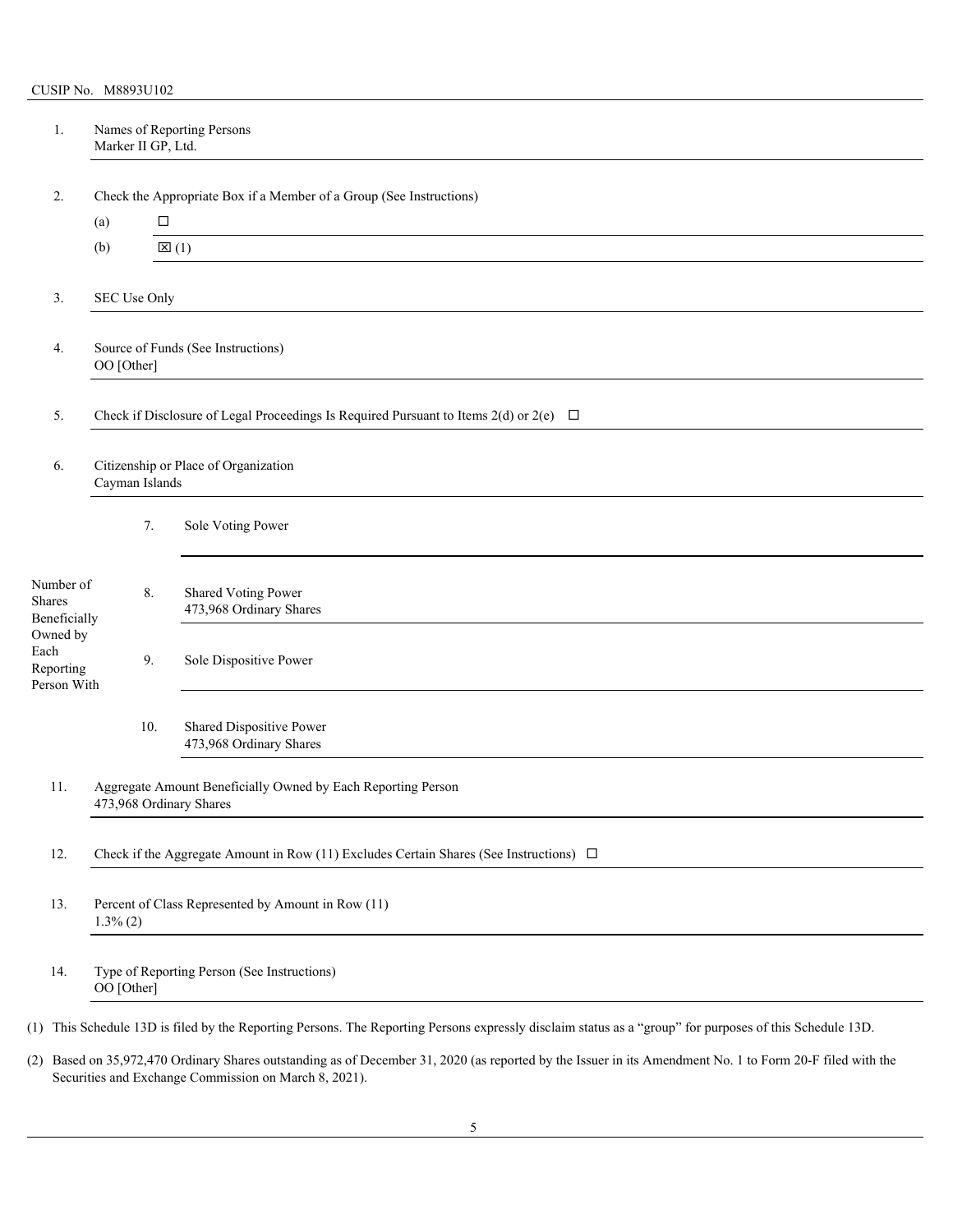CUSIP No. M8893U102

| | | |
|---|---|---|
| 1. | Names of Reporting Persons<br>Marker II GP, Ltd. | |
| 2. | Check the Appropriate Box if a Member of a Group (See Instructions)<br>(a) ☐<br>(b) ☒ (1) | |
| 3. | SEC Use Only | |
| 4. | Source of Funds (See Instructions)<br>OO [Other] | |
| 5. | Check if Disclosure of Legal Proceedings Is Required Pursuant to Items 2(d) or 2(e) ☐ | |
| 6. | Citizenship or Place of Organization<br>Cayman Islands | |
| Number of Shares Beneficially Owned by Each Reporting Person With | 7. | Sole Voting Power |
| | 8. | Shared Voting Power<br>473,968 Ordinary Shares |
| | 9. | Sole Dispositive Power |
| | 10. | Shared Dispositive Power<br>473,968 Ordinary Shares |
| 11. | Aggregate Amount Beneficially Owned by Each Reporting Person<br>473,968 Ordinary Shares | |
| 12. | Check if the Aggregate Amount in Row (11) Excludes Certain Shares (See Instructions) ☐ | |
| 13. | Percent of Class Represented by Amount in Row (11)<br>1.3% (2) | |
| 14. | Type of Reporting Person (See Instructions)<br>OO [Other] | |

(1) This Schedule 13D is filed by the Reporting Persons. The Reporting Persons expressly disclaim status as a "group" for purposes of this Schedule 13D.

(2) Based on 35,972,470 Ordinary Shares outstanding as of December 31, 2020 (as reported by the Issuer in its Amendment No. 1 to Form 20-F filed with the Securities and Exchange Commission on March 8, 2021).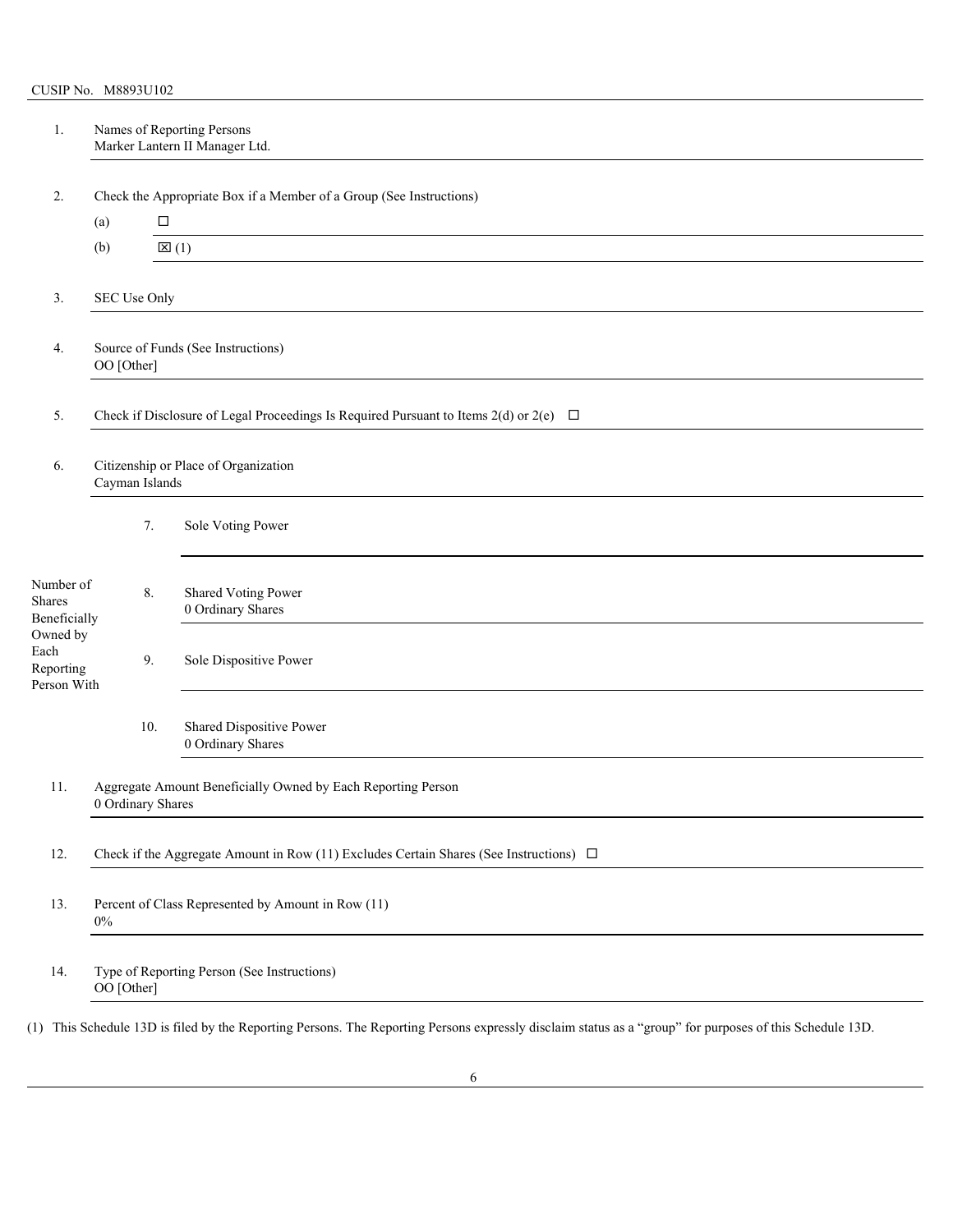CUSIP No. M8893U102

| | | | |
|---|---|---|---|
| 1. | Names of Reporting Persons<br>Marker Lantern II Manager Ltd. | | |
| 2. | Check the Appropriate Box if a Member of a Group (See Instructions)<br>(a) ☐<br>(b) ☒ (1) | | |
| 3. | SEC Use Only | | |
| 4. | Source of Funds (See Instructions)<br>OO [Other] | | |
| 5. | Check if Disclosure of Legal Proceedings Is Required Pursuant to Items 2(d) or 2(e) ☐ | | |
| 6. | Citizenship or Place of Organization<br>Cayman Islands | | |
| Number of Shares Beneficially Owned by Each Reporting Person With | | 7. | Sole Voting Power |
| | | 8. | Shared Voting Power<br>0 Ordinary Shares |
| | | 9. | Sole Dispositive Power |
| | | 10. | Shared Dispositive Power<br>0 Ordinary Shares |
| 11. | Aggregate Amount Beneficially Owned by Each Reporting Person<br>0 Ordinary Shares | | |
| 12. | Check if the Aggregate Amount in Row (11) Excludes Certain Shares (See Instructions) ☐ | | |
| 13. | Percent of Class Represented by Amount in Row (11)<br>0% | | |
| 14. | Type of Reporting Person (See Instructions)<br>OO [Other] | | |

(1) This Schedule 13D is filed by the Reporting Persons. The Reporting Persons expressly disclaim status as a "group" for purposes of this Schedule 13D.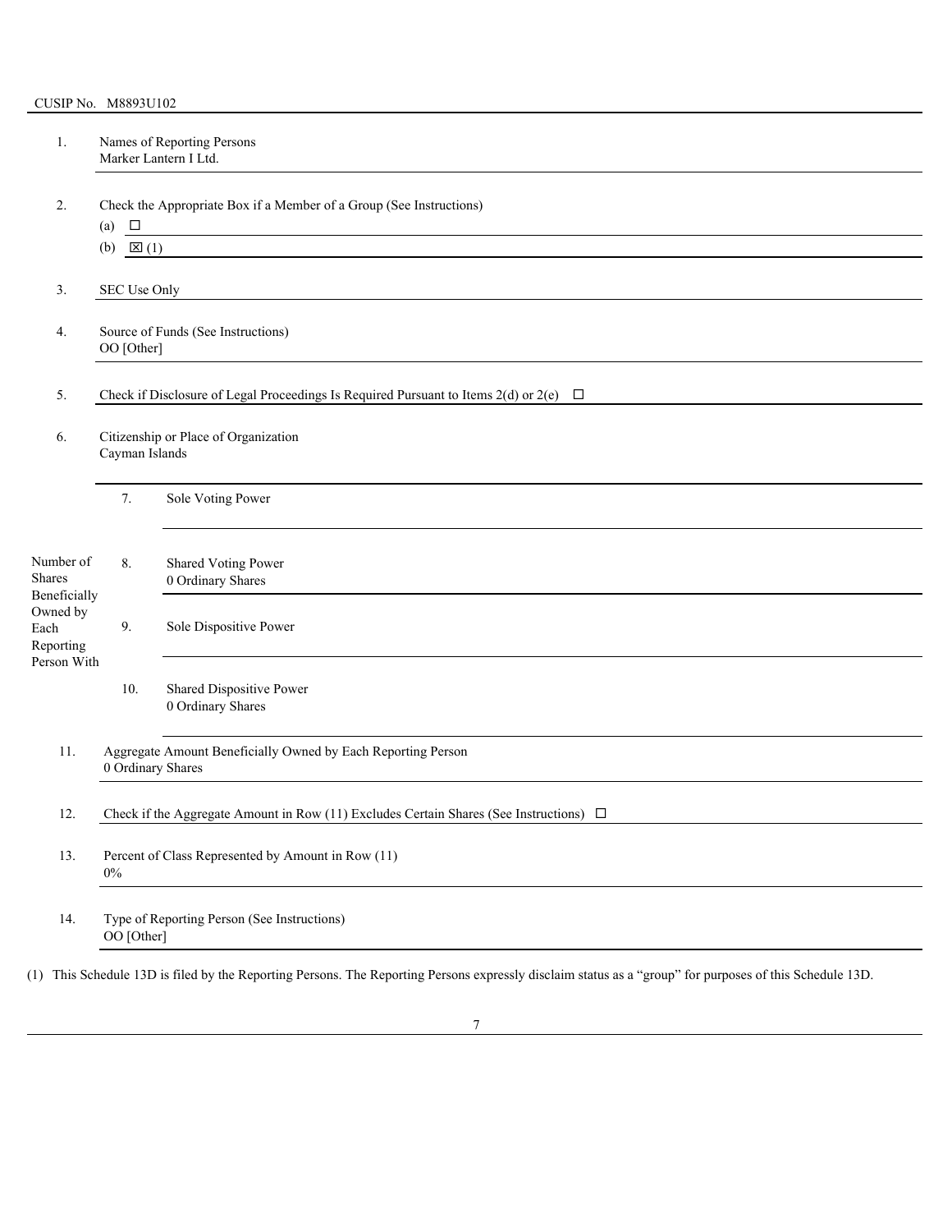CUSIP No. M8893U102

| | | | |
|---|---|---|---|
| 1. | Names of Reporting Persons<br>Marker Lantern I Ltd. | | |
| 2. | Check the Appropriate Box if a Member of a Group (See Instructions)<br>(a) ☐<br>(b) ☒ (1) | | |
| 3. | SEC Use Only | | |
| 4. | Source of Funds (See Instructions)<br>OO [Other] | | |
| 5. | Check if Disclosure of Legal Proceedings Is Required Pursuant to Items 2(d) or 2(e) ☐ | | |
| 6. | Citizenship or Place of Organization<br>Cayman Islands | | |
| Number of Shares Beneficially Owned by Each Reporting Person With | 7. | Sole Voting Power | |
| | 8. | Shared Voting Power<br>0 Ordinary Shares | |
| | 9. | Sole Dispositive Power | |
| | 10. | Shared Dispositive Power<br>0 Ordinary Shares | |
| 11. | Aggregate Amount Beneficially Owned by Each Reporting Person<br>0 Ordinary Shares | | |
| 12. | Check if the Aggregate Amount in Row (11) Excludes Certain Shares (See Instructions) ☐ | | |
| 13. | Percent of Class Represented by Amount in Row (11)<br>0% | | |
| 14. | Type of Reporting Person (See Instructions)<br>OO [Other] | | |

(1) This Schedule 13D is filed by the Reporting Persons. The Reporting Persons expressly disclaim status as a "group" for purposes of this Schedule 13D.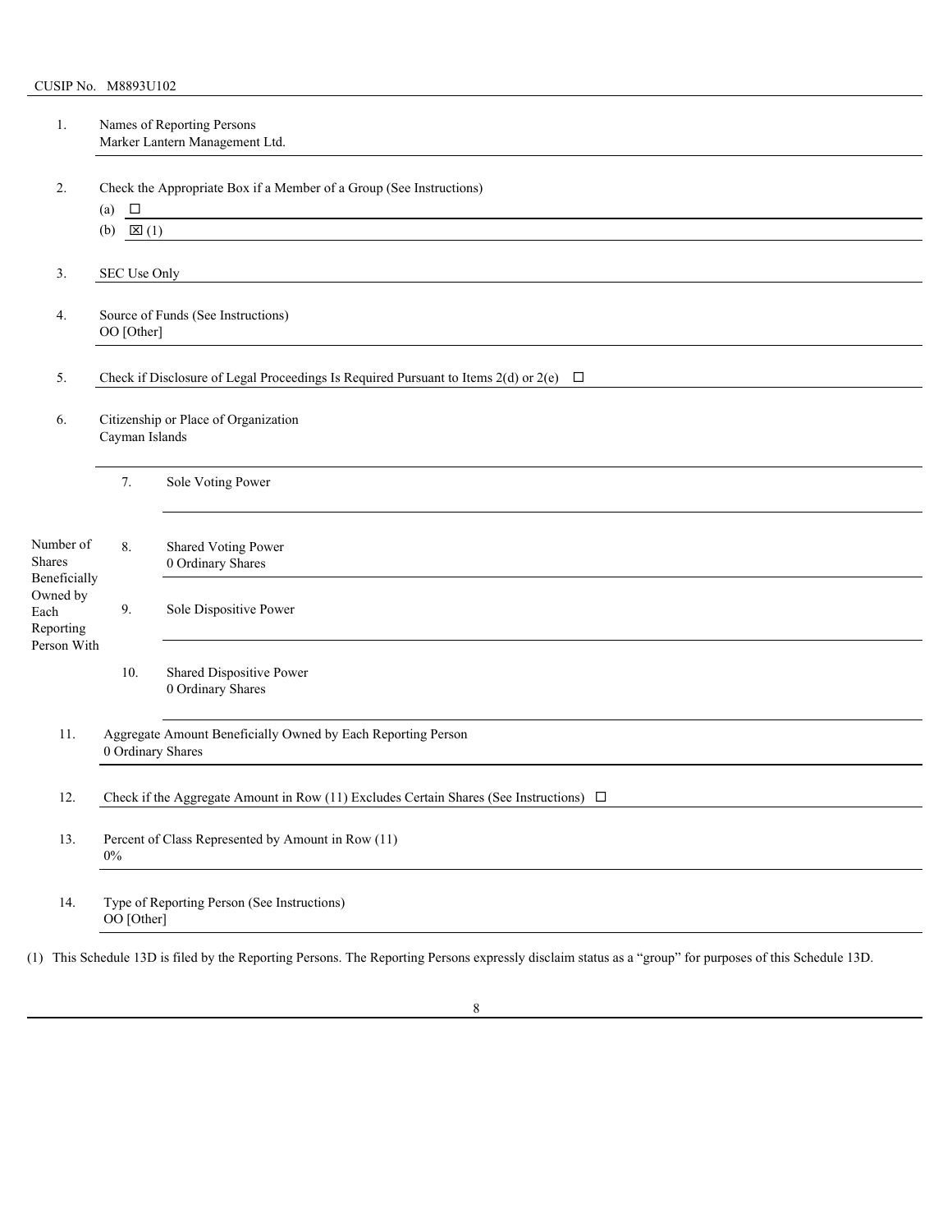CUSIP No. M8893U102

| | | | |
|---|---|---|---|
| 1. | Names of Reporting Persons<br>Marker Lantern Management Ltd. | | |
| 2. | Check the Appropriate Box if a Member of a Group (See Instructions)<br>(a) ☐<br>(b) ☒ (1) | | |
| 3. | SEC Use Only | | |
| 4. | Source of Funds (See Instructions)<br>OO [Other] | | |
| 5. | Check if Disclosure of Legal Proceedings Is Required Pursuant to Items 2(d) or 2(e) ☐ | | |
| 6. | Citizenship or Place of Organization<br>Cayman Islands | | |
| Number of Shares Beneficially Owned by Each Reporting Person With | | 7. | Sole Voting Power |
| | | 8. | Shared Voting Power<br>0 Ordinary Shares |
| | | 9. | Sole Dispositive Power |
| | | 10. | Shared Dispositive Power<br>0 Ordinary Shares |
| 11. | Aggregate Amount Beneficially Owned by Each Reporting Person<br>0 Ordinary Shares | | |
| 12. | Check if the Aggregate Amount in Row (11) Excludes Certain Shares (See Instructions) ☐ | | |
| 13. | Percent of Class Represented by Amount in Row (11)<br>0% | | |
| 14. | Type of Reporting Person (See Instructions)<br>OO [Other] | | |

(1) This Schedule 13D is filed by the Reporting Persons. The Reporting Persons expressly disclaim status as a "group" for purposes of this Schedule 13D.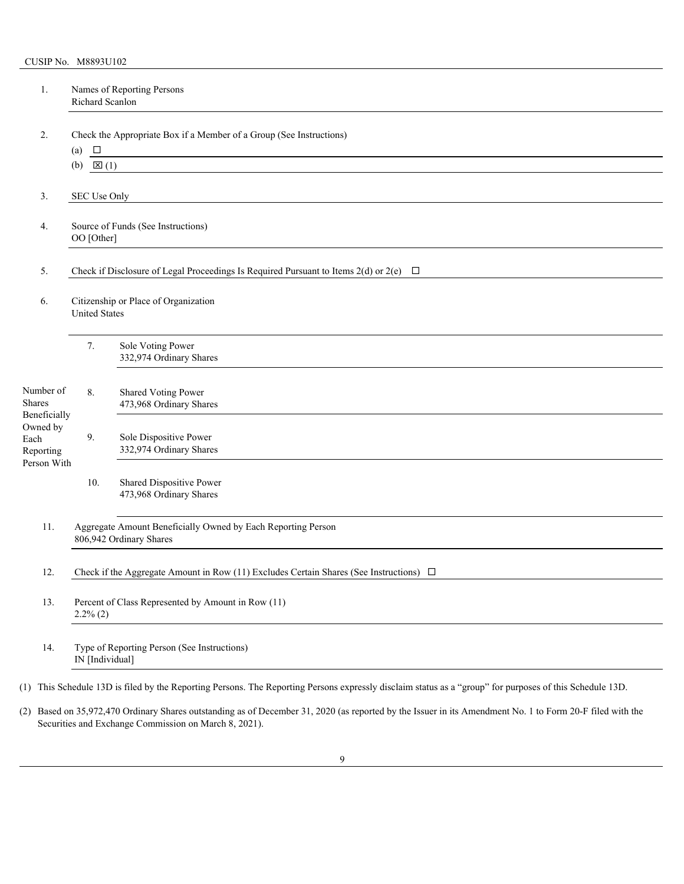CUSIP No. M8893U102

| | | | |
|---|---|---|---|
| 1. | Names of Reporting Persons<br>Richard Scanlon | | |
| 2. | Check the Appropriate Box if a Member of a Group (See Instructions)<br>(a) ☐<br>(b) ☒ (1) | | |
| 3. | SEC Use Only | | |
| 4. | Source of Funds (See Instructions)<br>OO [Other] | | |
| 5. | Check if Disclosure of Legal Proceedings Is Required Pursuant to Items 2(d) or 2(e) ☐ | | |
| 6. | Citizenship or Place of Organization<br>United States | | |
| Number of Shares Beneficially Owned by Each Reporting Person With | 7. | Sole Voting Power<br>332,974 Ordinary Shares | |
| | 8. | Shared Voting Power<br>473,968 Ordinary Shares | |
| | 9. | Sole Dispositive Power<br>332,974 Ordinary Shares | |
| | 10. | Shared Dispositive Power<br>473,968 Ordinary Shares | |
| 11. | Aggregate Amount Beneficially Owned by Each Reporting Person<br>806,942 Ordinary Shares | | |
| 12. | Check if the Aggregate Amount in Row (11) Excludes Certain Shares (See Instructions) ☐ | | |
| 13. | Percent of Class Represented by Amount in Row (11)<br>2.2% (2) | | |
| 14. | Type of Reporting Person (See Instructions)<br>IN [Individual] | | |

(1) This Schedule 13D is filed by the Reporting Persons. The Reporting Persons expressly disclaim status as a "group" for purposes of this Schedule 13D.

(2) Based on 35,972,470 Ordinary Shares outstanding as of December 31, 2020 (as reported by the Issuer in its Amendment No. 1 to Form 20-F filed with the Securities and Exchange Commission on March 8, 2021).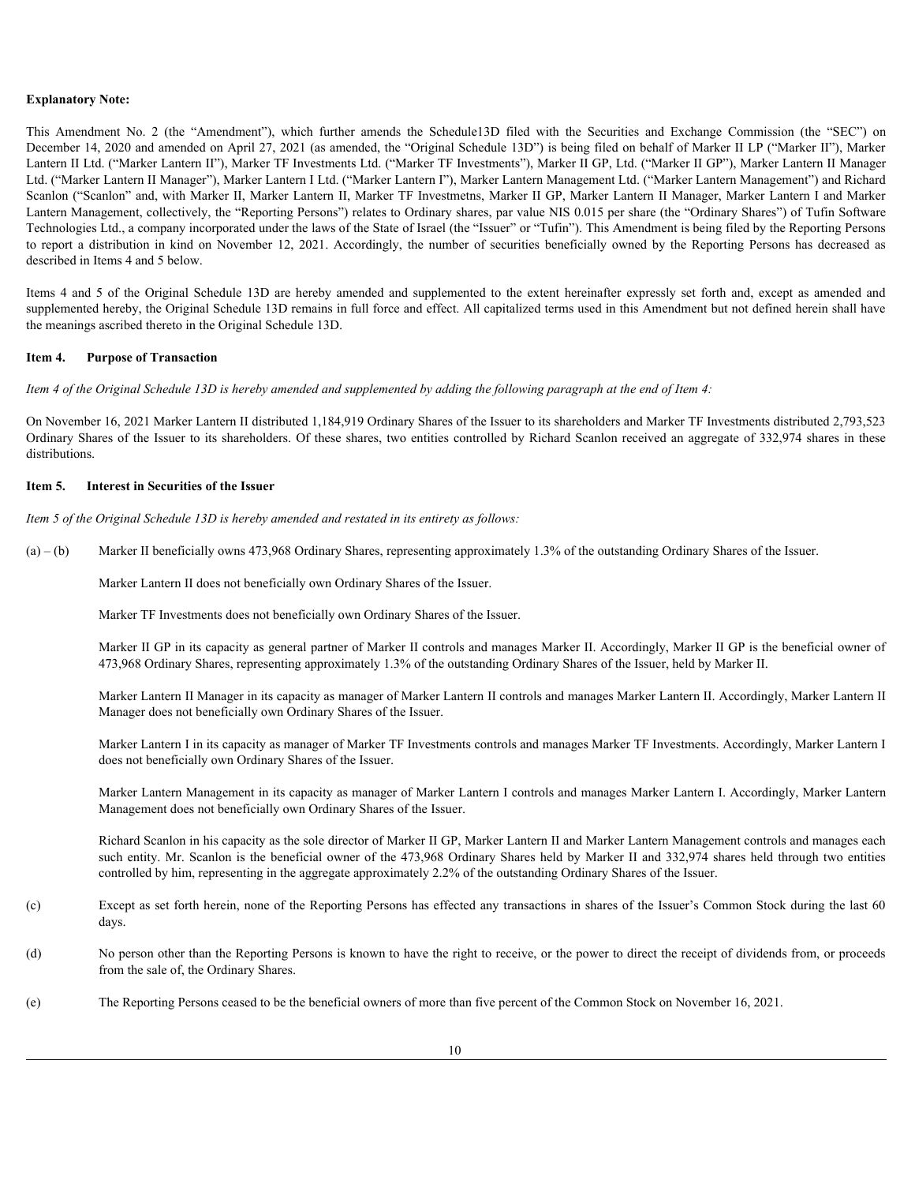**Explanatory Note:**

This Amendment No. 2 (the "Amendment"), which further amends the Schedule13D filed with the Securities and Exchange Commission (the "SEC") on December 14, 2020 and amended on April 27, 2021 (as amended, the "Original Schedule 13D") is being filed on behalf of Marker II LP ("Marker II"), Marker Lantern II Ltd. ("Marker Lantern II"), Marker TF Investments Ltd. ("Marker TF Investments"), Marker II GP, Ltd. ("Marker II GP"), Marker Lantern II Manager Ltd. ("Marker Lantern II Manager"), Marker Lantern I Ltd. ("Marker Lantern I"), Marker Lantern Management Ltd. ("Marker Lantern Management") and Richard Scanlon ("Scanlon" and, with Marker II, Marker Lantern II, Marker TF Investmetns, Marker II GP, Marker Lantern II Manager, Marker Lantern I and Marker Lantern Management, collectively, the "Reporting Persons") relates to Ordinary shares, par value NIS 0.015 per share (the "Ordinary Shares") of Tufin Software Technologies Ltd., a company incorporated under the laws of the State of Israel (the "Issuer" or "Tufin"). This Amendment is being filed by the Reporting Persons to report a distribution in kind on November 12, 2021. Accordingly, the number of securities beneficially owned by the Reporting Persons has decreased as described in Items 4 and 5 below.

Items 4 and 5 of the Original Schedule 13D are hereby amended and supplemented to the extent hereinafter expressly set forth and, except as amended and supplemented hereby, the Original Schedule 13D remains in full force and effect. All capitalized terms used in this Amendment but not defined herein shall have the meanings ascribed thereto in the Original Schedule 13D.

**Item 4. Purpose of Transaction**

*Item 4 of the Original Schedule 13D is hereby amended and supplemented by adding the following paragraph at the end of Item 4:*

On November 16, 2021 Marker Lantern II distributed 1,184,919 Ordinary Shares of the Issuer to its shareholders and Marker TF Investments distributed 2,793,523 Ordinary Shares of the Issuer to its shareholders. Of these shares, two entities controlled by Richard Scanlon received an aggregate of 332,974 shares in these distributions.

**Item 5. Interest in Securities of the Issuer**

*Item 5 of the Original Schedule 13D is hereby amended and restated in its entirety as follows:*

(a) – (b) Marker II beneficially owns 473,968 Ordinary Shares, representing approximately 1.3% of the outstanding Ordinary Shares of the Issuer.

Marker Lantern II does not beneficially own Ordinary Shares of the Issuer.

Marker TF Investments does not beneficially own Ordinary Shares of the Issuer.

Marker II GP in its capacity as general partner of Marker II controls and manages Marker II. Accordingly, Marker II GP is the beneficial owner of 473,968 Ordinary Shares, representing approximately 1.3% of the outstanding Ordinary Shares of the Issuer, held by Marker II.

Marker Lantern II Manager in its capacity as manager of Marker Lantern II controls and manages Marker Lantern II. Accordingly, Marker Lantern II Manager does not beneficially own Ordinary Shares of the Issuer.

Marker Lantern I in its capacity as manager of Marker TF Investments controls and manages Marker TF Investments. Accordingly, Marker Lantern I does not beneficially own Ordinary Shares of the Issuer.

Marker Lantern Management in its capacity as manager of Marker Lantern I controls and manages Marker Lantern I. Accordingly, Marker Lantern Management does not beneficially own Ordinary Shares of the Issuer.

Richard Scanlon in his capacity as the sole director of Marker II GP, Marker Lantern II and Marker Lantern Management controls and manages each such entity. Mr. Scanlon is the beneficial owner of the 473,968 Ordinary Shares held by Marker II and 332,974 shares held through two entities controlled by him, representing in the aggregate approximately 2.2% of the outstanding Ordinary Shares of the Issuer.

(c) Except as set forth herein, none of the Reporting Persons has effected any transactions in shares of the Issuer's Common Stock during the last 60 days.

(d) No person other than the Reporting Persons is known to have the right to receive, or the power to direct the receipt of dividends from, or proceeds from the sale of, the Ordinary Shares.

(e) The Reporting Persons ceased to be the beneficial owners of more than five percent of the Common Stock on November 16, 2021.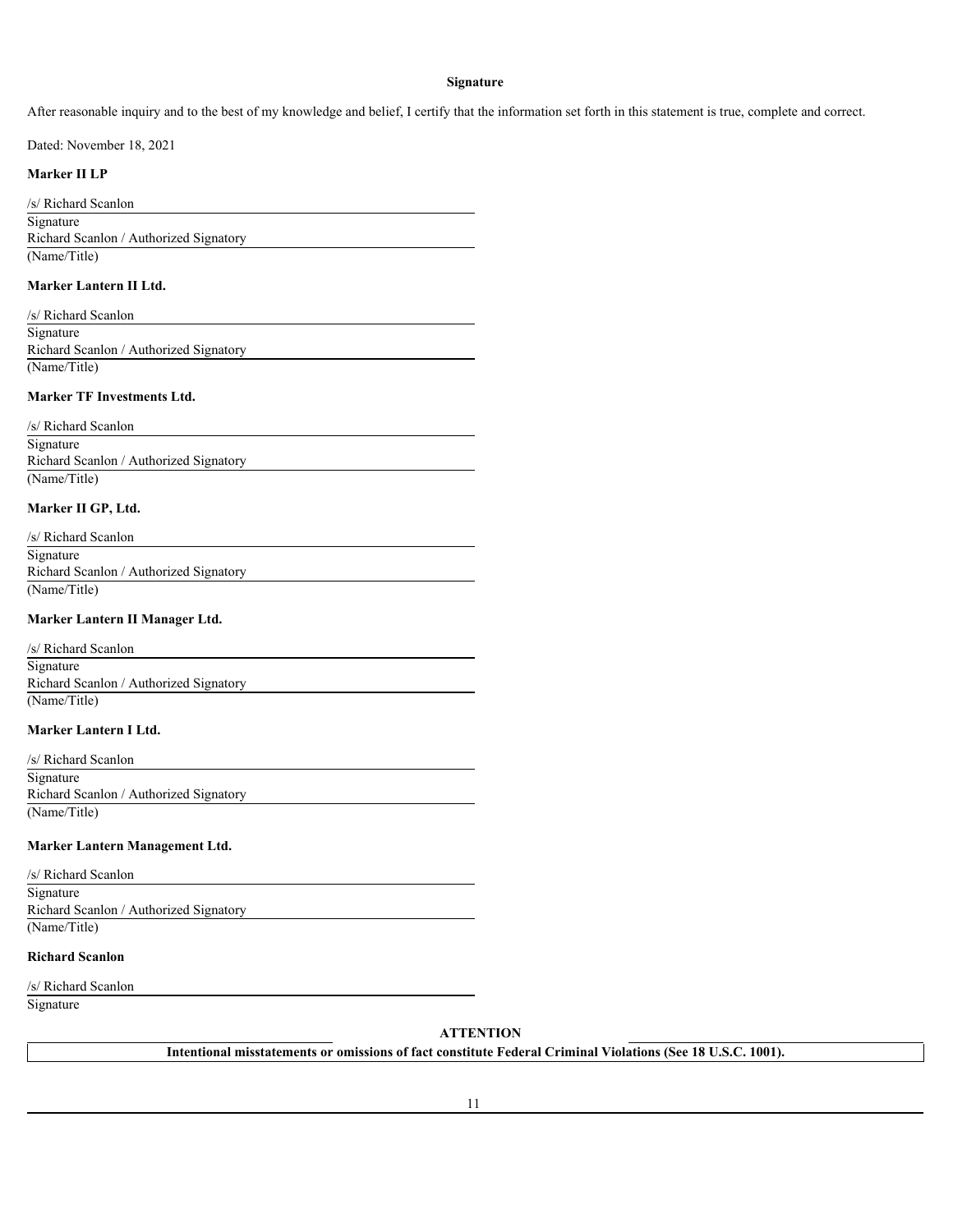**Signature**

After reasonable inquiry and to the best of my knowledge and belief, I certify that the information set forth in this statement is true, complete and correct.

Dated: November 18, 2021

**Marker II LP**

/s/ Richard Scanlon
Signature
Richard Scanlon / Authorized Signatory
(Name/Title)

**Marker Lantern II Ltd.**

/s/ Richard Scanlon
Signature
Richard Scanlon / Authorized Signatory
(Name/Title)

**Marker TF Investments Ltd.**

/s/ Richard Scanlon
Signature
Richard Scanlon / Authorized Signatory
(Name/Title)

**Marker II GP, Ltd.**

/s/ Richard Scanlon
Signature
Richard Scanlon / Authorized Signatory
(Name/Title)

**Marker Lantern II Manager Ltd.**

/s/ Richard Scanlon
Signature
Richard Scanlon / Authorized Signatory
(Name/Title)

**Marker Lantern I Ltd.**

/s/ Richard Scanlon
Signature
Richard Scanlon / Authorized Signatory
(Name/Title)

**Marker Lantern Management Ltd.**

/s/ Richard Scanlon
Signature
Richard Scanlon / Authorized Signatory
(Name/Title)

**Richard Scanlon**

/s/ Richard Scanlon
Signature

**ATTENTION**

**Intentional misstatements or omissions of fact constitute Federal Criminal Violations (See 18 U.S.C. 1001).**